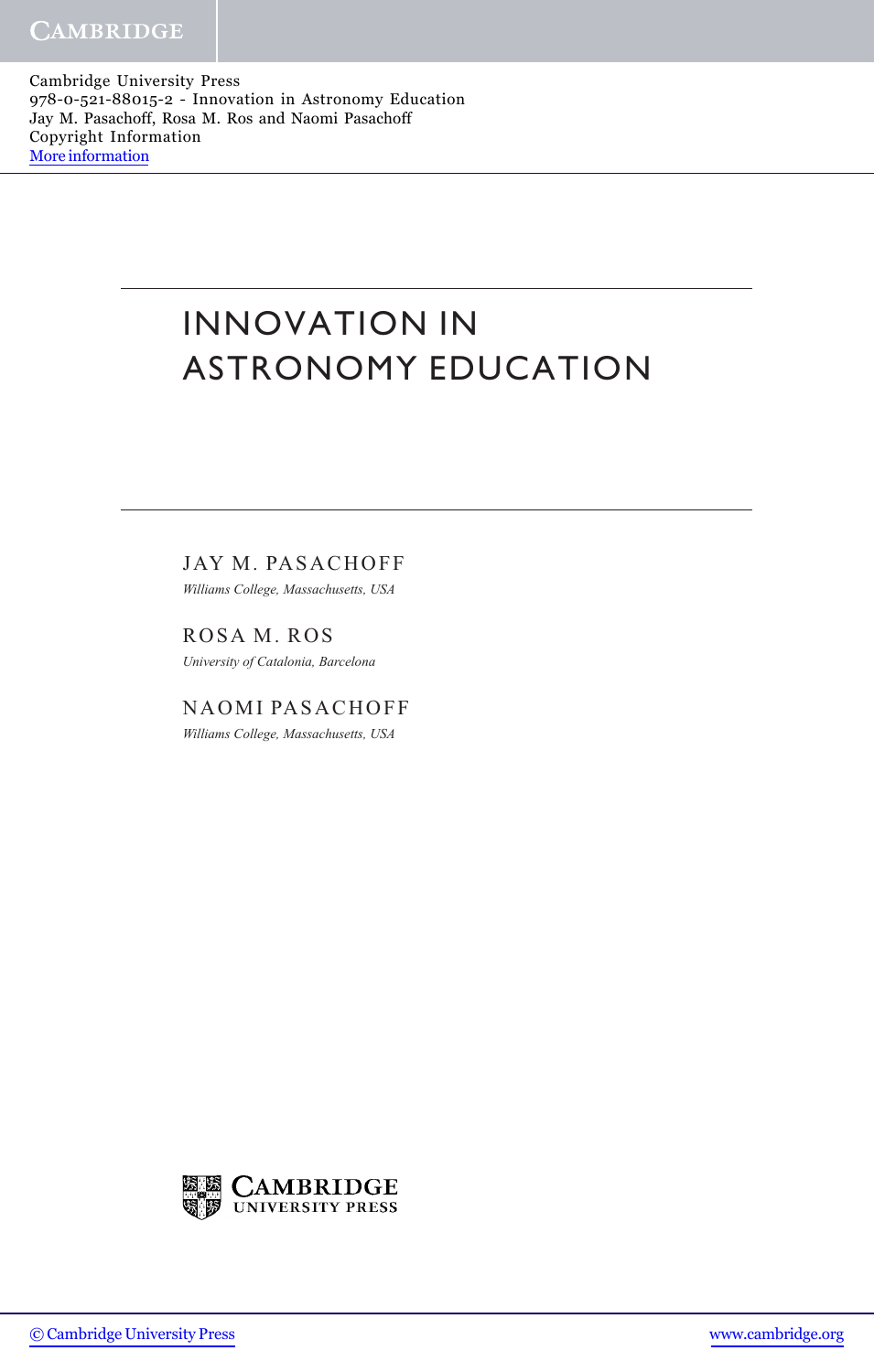Cambridge University Press
978-0-521-88015-2 - Innovation in Astronomy Education
Jay M. Pasachoff, Rosa M. Ros and Naomi Pasachoff
Copyright Information
More information

# INNOVATION IN ASTRONOMY EDUCATION

JAY M. PASACHOFF
*Williams College, Massachusetts, USA*

ROSA M. ROS
*University of Catalonia, Barcelona*

NAOMI PASACHOFF
*Williams College, Massachusetts, USA*

CAMBRIDGE UNIVERSITY PRESS

© Cambridge University Press    www.cambridge.org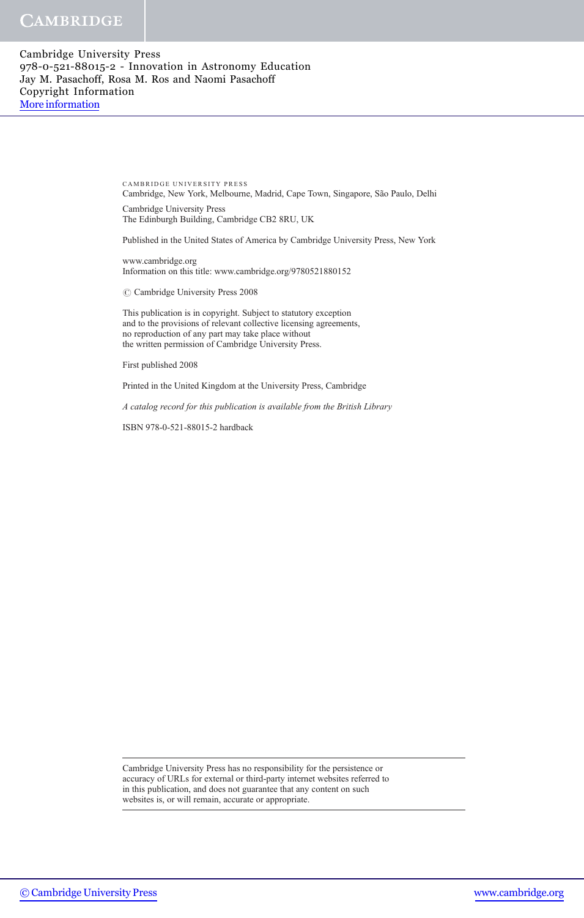CAMBRIDGE UNIVERSITY PRESS
Cambridge, New York, Melbourne, Madrid, Cape Town, Singapore, São Paulo, Delhi

Cambridge University Press
The Edinburgh Building, Cambridge CB2 8RU, UK

Published in the United States of America by Cambridge University Press, New York

www.cambridge.org
Information on this title: www.cambridge.org/9780521880152

© Cambridge University Press 2008

This publication is in copyright. Subject to statutory exception
and to the provisions of relevant collective licensing agreements,
no reproduction of any part may take place without
the written permission of Cambridge University Press.

First published 2008

Printed in the United Kingdom at the University Press, Cambridge

*A catalog record for this publication is available from the British Library*

ISBN 978-0-521-88015-2 hardback

---

Cambridge University Press has no responsibility for the persistence or
accuracy of URLs for external or third-party internet websites referred to
in this publication, and does not guarantee that any content on such
websites is, or will remain, accurate or appropriate.

---